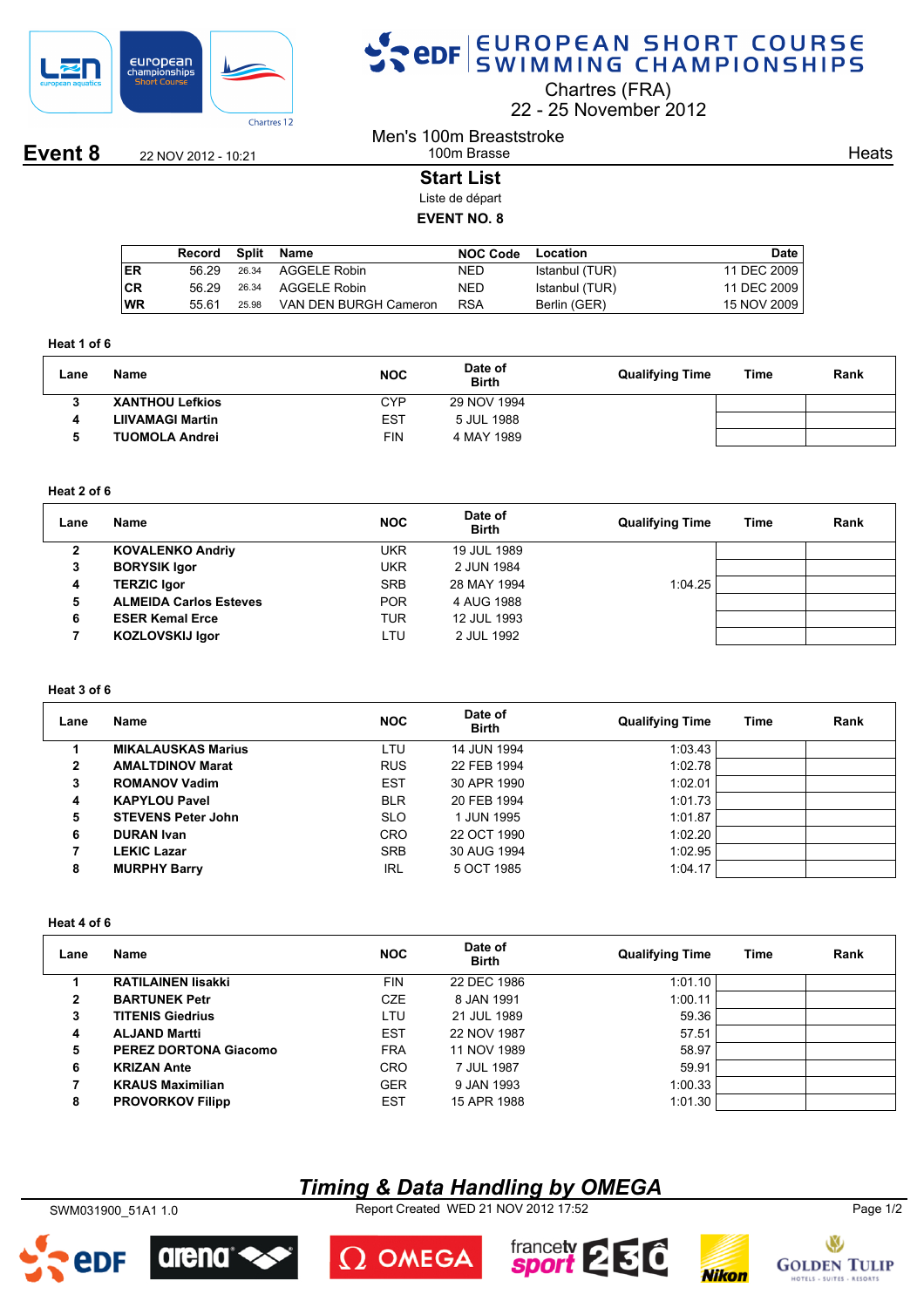# EUROPEAN SHORT COURSE SWIMMING CHAMPIONSHIPS

Chartres (FRA)
22 - 25 November 2012

## Event 8

22 NOV 2012 - 10:21

Men's 100m Breaststroke
100m Brasse

Heats

### Start List

Liste de départ

**EVENT NO. 8**

| Record | | Split | Name | NOC Code | Location | Date |
|---|---|---|---|---|---|---|
| ER | 56.29 | 26.34 | AGGELE Robin | NED | Istanbul (TUR) | 11 DEC 2009 |
| CR | 56.29 | 26.34 | AGGELE Robin | NED | Istanbul (TUR) | 11 DEC 2009 |
| WR | 55.61 | 25.98 | VAN DEN BURGH Cameron | RSA | Berlin (GER) | 15 NOV 2009 |

**Heat 1 of 6**

| Lane | Name | NOC | Date of Birth | Qualifying Time | Time | Rank |
|---|---|---|---|---|---|---|
| 3 | **XANTHOU Lefkios** | CYP | 29 NOV 1994 | | | |
| 4 | **LIIVAMAGI Martin** | EST | 5 JUL 1988 | | | |
| 5 | **TUOMOLA Andrei** | FIN | 4 MAY 1989 | | | |

**Heat 2 of 6**

| Lane | Name | NOC | Date of Birth | Qualifying Time | Time | Rank |
|---|---|---|---|---|---|---|
| 2 | **KOVALENKO Andriy** | UKR | 19 JUL 1989 | | | |
| 3 | **BORYSIK Igor** | UKR | 2 JUN 1984 | | | |
| 4 | **TERZIC Igor** | SRB | 28 MAY 1994 | 1:04.25 | | |
| 5 | **ALMEIDA Carlos Esteves** | POR | 4 AUG 1988 | | | |
| 6 | **ESER Kemal Erce** | TUR | 12 JUL 1993 | | | |
| 7 | **KOZLOVSKIJ Igor** | LTU | 2 JUL 1992 | | | |

**Heat 3 of 6**

| Lane | Name | NOC | Date of Birth | Qualifying Time | Time | Rank |
|---|---|---|---|---|---|---|
| 1 | **MIKALAUSKAS Marius** | LTU | 14 JUN 1994 | 1:03.43 | | |
| 2 | **AMALTDINOV Marat** | RUS | 22 FEB 1994 | 1:02.78 | | |
| 3 | **ROMANOV Vadim** | EST | 30 APR 1990 | 1:02.01 | | |
| 4 | **KAPYLOU Pavel** | BLR | 20 FEB 1994 | 1:01.73 | | |
| 5 | **STEVENS Peter John** | SLO | 1 JUN 1995 | 1:01.87 | | |
| 6 | **DURAN Ivan** | CRO | 22 OCT 1990 | 1:02.20 | | |
| 7 | **LEKIC Lazar** | SRB | 30 AUG 1994 | 1:02.95 | | |
| 8 | **MURPHY Barry** | IRL | 5 OCT 1985 | 1:04.17 | | |

**Heat 4 of 6**

| Lane | Name | NOC | Date of Birth | Qualifying Time | Time | Rank |
|---|---|---|---|---|---|---|
| 1 | **RATILAINEN Iisakki** | FIN | 22 DEC 1986 | 1:01.10 | | |
| 2 | **BARTUNEK Petr** | CZE | 8 JAN 1991 | 1:00.11 | | |
| 3 | **TITENIS Giedrius** | LTU | 21 JUL 1989 | 59.36 | | |
| 4 | **ALJAND Martti** | EST | 22 NOV 1987 | 57.51 | | |
| 5 | **PEREZ DORTONA Giacomo** | FRA | 11 NOV 1989 | 58.97 | | |
| 6 | **KRIZAN Ante** | CRO | 7 JUL 1987 | 59.91 | | |
| 7 | **KRAUS Maximilian** | GER | 9 JAN 1993 | 1:00.33 | | |
| 8 | **PROVORKOV Filipp** | EST | 15 APR 1988 | 1:01.30 | | |

*Timing & Data Handling by OMEGA*

SWM031900_51A1 1.0 — Report Created WED 21 NOV 2012 17:52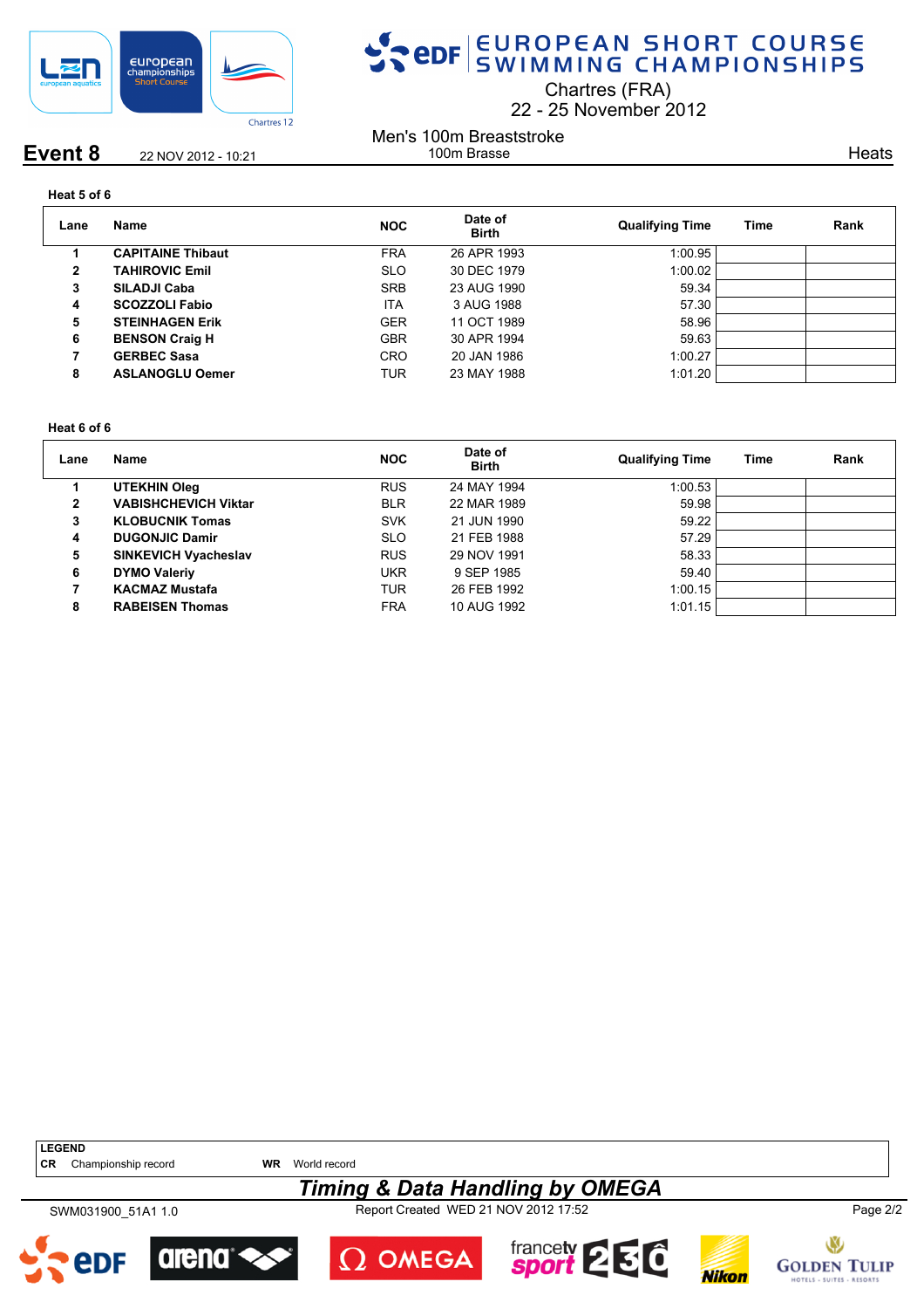# EUROPEAN SHORT COURSE SWIMMING CHAMPIONSHIPS

Chartres (FRA)
22 - 25 November 2012

**Event 8** 22 NOV 2012 - 10:21

Men's 100m Breaststroke
100m Brasse

Heats

**Heat 5 of 6**

| Lane | Name | NOC | Date of Birth | Qualifying Time | Time | Rank |
|---|---|---|---|---|---|---|
| 1 | **CAPITAINE Thibaut** | FRA | 26 APR 1993 | 1:00.95 | | |
| 2 | **TAHIROVIC Emil** | SLO | 30 DEC 1979 | 1:00.02 | | |
| 3 | **SILADJI Caba** | SRB | 23 AUG 1990 | 59.34 | | |
| 4 | **SCOZZOLI Fabio** | ITA | 3 AUG 1988 | 57.30 | | |
| 5 | **STEINHAGEN Erik** | GER | 11 OCT 1989 | 58.96 | | |
| 6 | **BENSON Craig H** | GBR | 30 APR 1994 | 59.63 | | |
| 7 | **GERBEC Sasa** | CRO | 20 JAN 1986 | 1:00.27 | | |
| 8 | **ASLANOGLU Oemer** | TUR | 23 MAY 1988 | 1:01.20 | | |

**Heat 6 of 6**

| Lane | Name | NOC | Date of Birth | Qualifying Time | Time | Rank |
|---|---|---|---|---|---|---|
| 1 | **UTEKHIN Oleg** | RUS | 24 MAY 1994 | 1:00.53 | | |
| 2 | **VABISHCHEVICH Viktar** | BLR | 22 MAR 1989 | 59.98 | | |
| 3 | **KLOBUCNIK Tomas** | SVK | 21 JUN 1990 | 59.22 | | |
| 4 | **DUGONJIC Damir** | SLO | 21 FEB 1988 | 57.29 | | |
| 5 | **SINKEVICH Vyacheslav** | RUS | 29 NOV 1991 | 58.33 | | |
| 6 | **DYMO Valeriy** | UKR | 9 SEP 1985 | 59.40 | | |
| 7 | **KACMAZ Mustafa** | TUR | 26 FEB 1992 | 1:00.15 | | |
| 8 | **RABEISEN Thomas** | FRA | 10 AUG 1992 | 1:01.15 | | |

**LEGEND**
**CR** Championship record **WR** World record

***Timing & Data Handling by OMEGA***

SWM031900_51A1 1.0 Report Created WED 21 NOV 2012 17:52